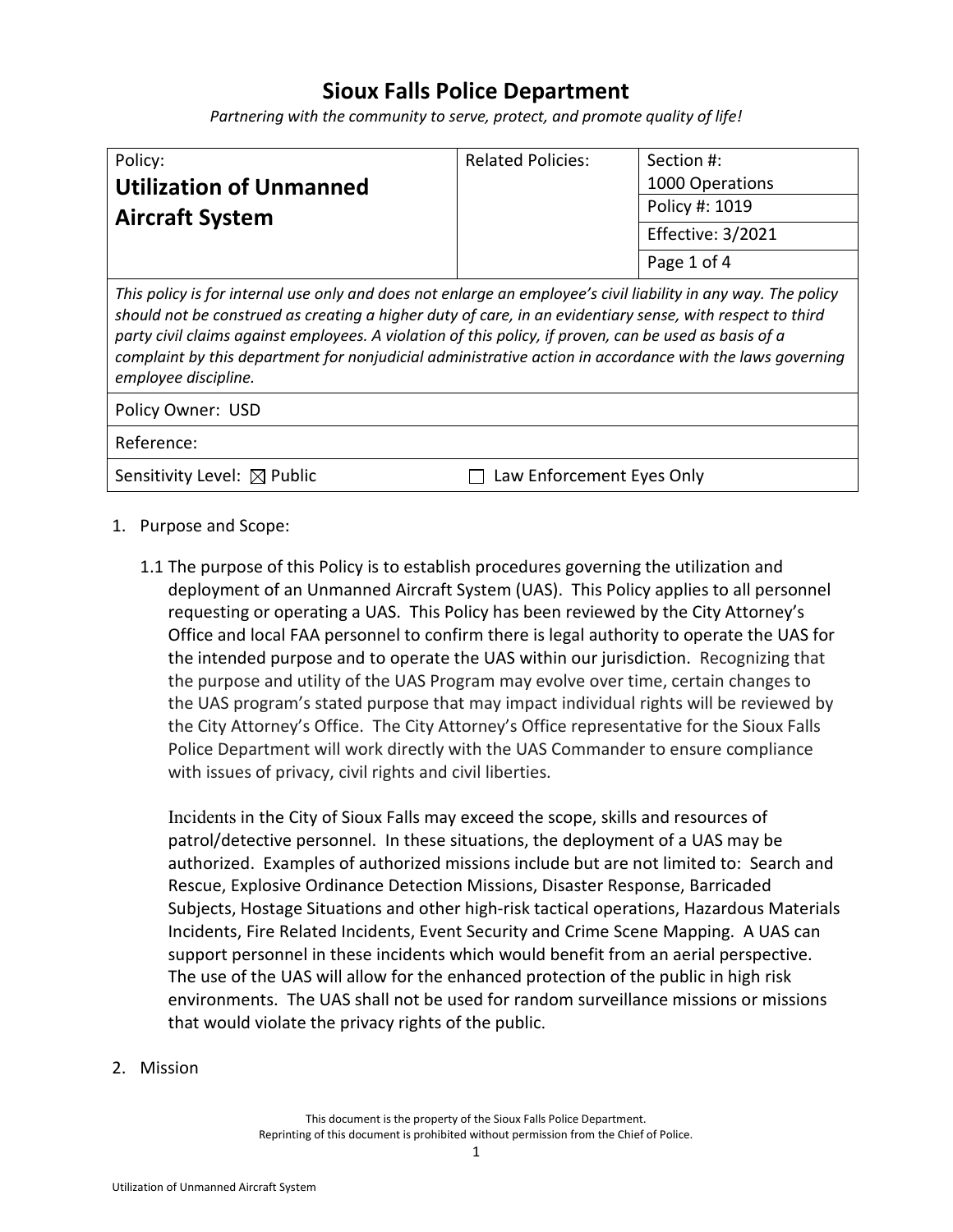# Sioux Falls Police Department

*Partnering with the community to serve, protect, and promote quality of life!*

| Policy: **Utilization of Unmanned Aircraft System** | Related Policies: | Section #: 1000 Operations |
|---|---|---|
| | | Policy #: 1019 |
| | | Effective: 3/2021 |
| | | Page 1 of 4 |

*This policy is for internal use only and does not enlarge an employee's civil liability in any way. The policy should not be construed as creating a higher duty of care, in an evidentiary sense, with respect to third party civil claims against employees. A violation of this policy, if proven, can be used as basis of a complaint by this department for nonjudicial administrative action in accordance with the laws governing employee discipline.*

Policy Owner: USD

Reference:

Sensitivity Level: ☒ Public ☐ Law Enforcement Eyes Only

1. Purpose and Scope:

   1.1 The purpose of this Policy is to establish procedures governing the utilization and deployment of an Unmanned Aircraft System (UAS). This Policy applies to all personnel requesting or operating a UAS. This Policy has been reviewed by the City Attorney's Office and local FAA personnel to confirm there is legal authority to operate the UAS for the intended purpose and to operate the UAS within our jurisdiction. Recognizing that the purpose and utility of the UAS Program may evolve over time, certain changes to the UAS program's stated purpose that may impact individual rights will be reviewed by the City Attorney's Office. The City Attorney's Office representative for the Sioux Falls Police Department will work directly with the UAS Commander to ensure compliance with issues of privacy, civil rights and civil liberties.

   Incidents in the City of Sioux Falls may exceed the scope, skills and resources of patrol/detective personnel. In these situations, the deployment of a UAS may be authorized. Examples of authorized missions include but are not limited to: Search and Rescue, Explosive Ordinance Detection Missions, Disaster Response, Barricaded Subjects, Hostage Situations and other high-risk tactical operations, Hazardous Materials Incidents, Fire Related Incidents, Event Security and Crime Scene Mapping. A UAS can support personnel in these incidents which would benefit from an aerial perspective. The use of the UAS will allow for the enhanced protection of the public in high risk environments. The UAS shall not be used for random surveillance missions or missions that would violate the privacy rights of the public.

2. Mission

This document is the property of the Sioux Falls Police Department.
Reprinting of this document is prohibited without permission from the Chief of Police.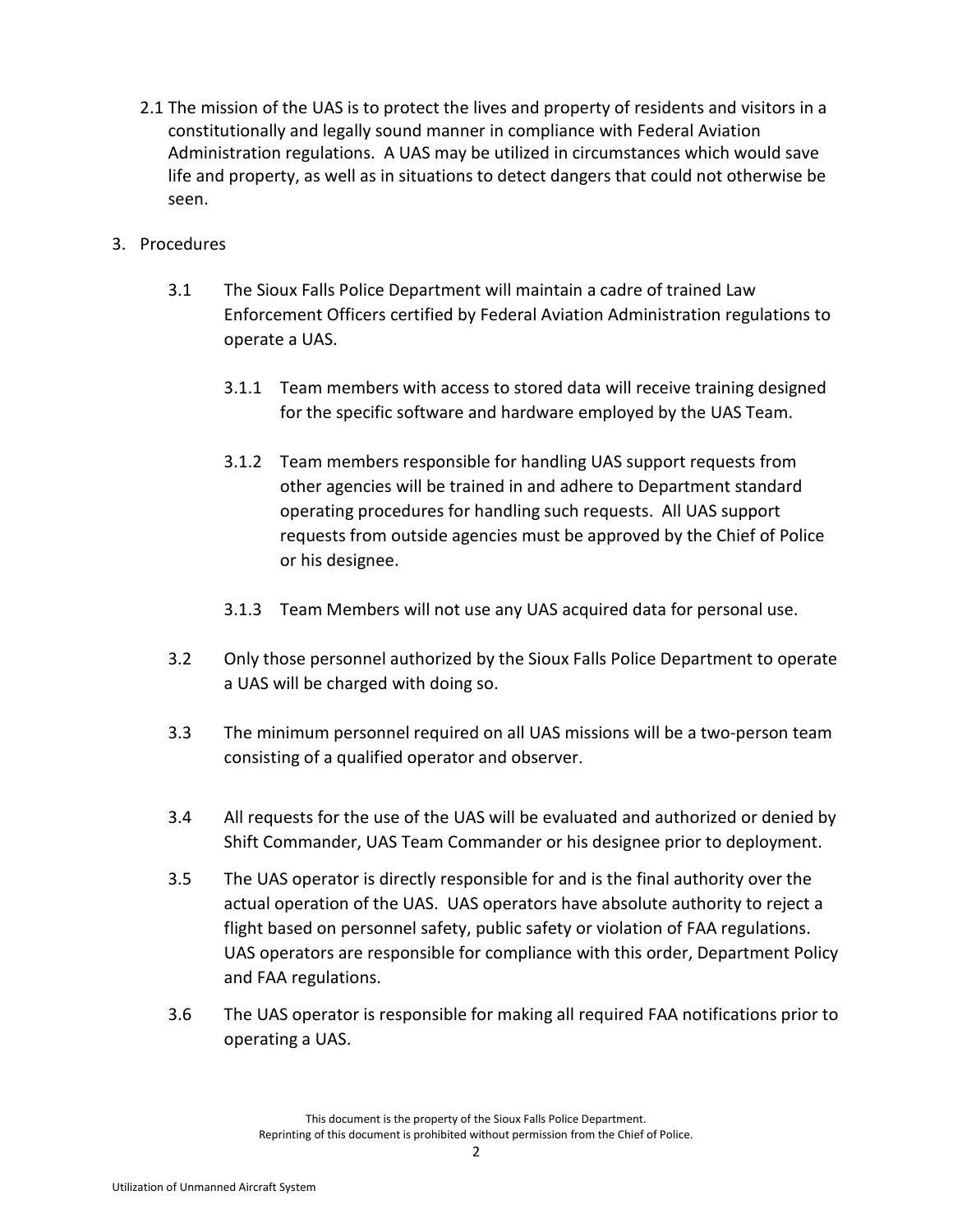2.1 The mission of the UAS is to protect the lives and property of residents and visitors in a constitutionally and legally sound manner in compliance with Federal Aviation Administration regulations. A UAS may be utilized in circumstances which would save life and property, as well as in situations to detect dangers that could not otherwise be seen.

3. Procedures

   3.1 The Sioux Falls Police Department will maintain a cadre of trained Law Enforcement Officers certified by Federal Aviation Administration regulations to operate a UAS.

      3.1.1 Team members with access to stored data will receive training designed for the specific software and hardware employed by the UAS Team.

      3.1.2 Team members responsible for handling UAS support requests from other agencies will be trained in and adhere to Department standard operating procedures for handling such requests. All UAS support requests from outside agencies must be approved by the Chief of Police or his designee.

      3.1.3 Team Members will not use any UAS acquired data for personal use.

   3.2 Only those personnel authorized by the Sioux Falls Police Department to operate a UAS will be charged with doing so.

   3.3 The minimum personnel required on all UAS missions will be a two-person team consisting of a qualified operator and observer.

   3.4 All requests for the use of the UAS will be evaluated and authorized or denied by Shift Commander, UAS Team Commander or his designee prior to deployment.

   3.5 The UAS operator is directly responsible for and is the final authority over the actual operation of the UAS. UAS operators have absolute authority to reject a flight based on personnel safety, public safety or violation of FAA regulations. UAS operators are responsible for compliance with this order, Department Policy and FAA regulations.

   3.6 The UAS operator is responsible for making all required FAA notifications prior to operating a UAS.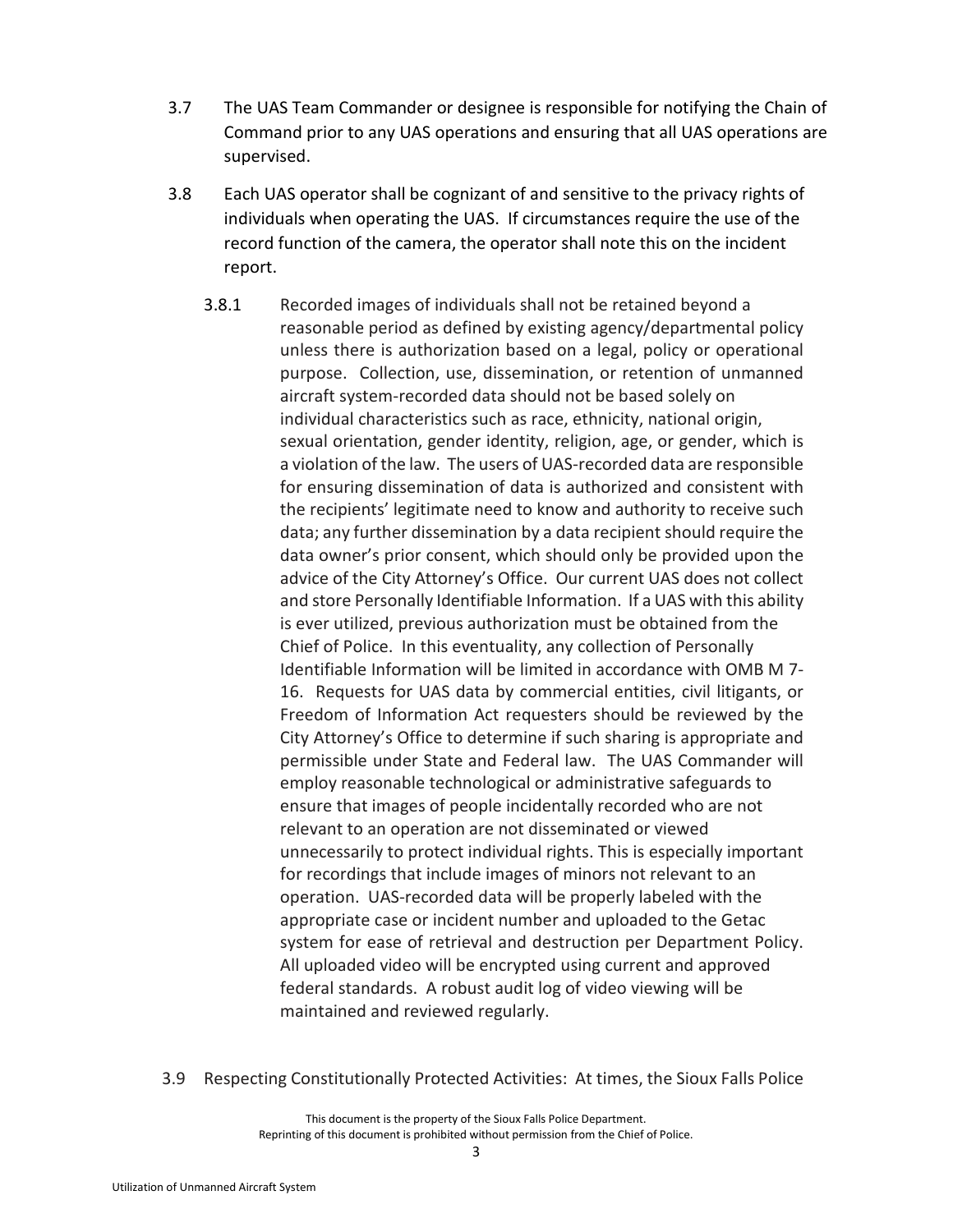3.7 The UAS Team Commander or designee is responsible for notifying the Chain of Command prior to any UAS operations and ensuring that all UAS operations are supervised.

3.8 Each UAS operator shall be cognizant of and sensitive to the privacy rights of individuals when operating the UAS. If circumstances require the use of the record function of the camera, the operator shall note this on the incident report.

3.8.1 Recorded images of individuals shall not be retained beyond a reasonable period as defined by existing agency/departmental policy unless there is authorization based on a legal, policy or operational purpose. Collection, use, dissemination, or retention of unmanned aircraft system-recorded data should not be based solely on individual characteristics such as race, ethnicity, national origin, sexual orientation, gender identity, religion, age, or gender, which is a violation of the law. The users of UAS-recorded data are responsible for ensuring dissemination of data is authorized and consistent with the recipients' legitimate need to know and authority to receive such data; any further dissemination by a data recipient should require the data owner's prior consent, which should only be provided upon the advice of the City Attorney's Office. Our current UAS does not collect and store Personally Identifiable Information. If a UAS with this ability is ever utilized, previous authorization must be obtained from the Chief of Police. In this eventuality, any collection of Personally Identifiable Information will be limited in accordance with OMB M 7-16. Requests for UAS data by commercial entities, civil litigants, or Freedom of Information Act requesters should be reviewed by the City Attorney's Office to determine if such sharing is appropriate and permissible under State and Federal law. The UAS Commander will employ reasonable technological or administrative safeguards to ensure that images of people incidentally recorded who are not relevant to an operation are not disseminated or viewed unnecessarily to protect individual rights. This is especially important for recordings that include images of minors not relevant to an operation. UAS-recorded data will be properly labeled with the appropriate case or incident number and uploaded to the Getac system for ease of retrieval and destruction per Department Policy. All uploaded video will be encrypted using current and approved federal standards. A robust audit log of video viewing will be maintained and reviewed regularly.

3.9 Respecting Constitutionally Protected Activities: At times, the Sioux Falls Police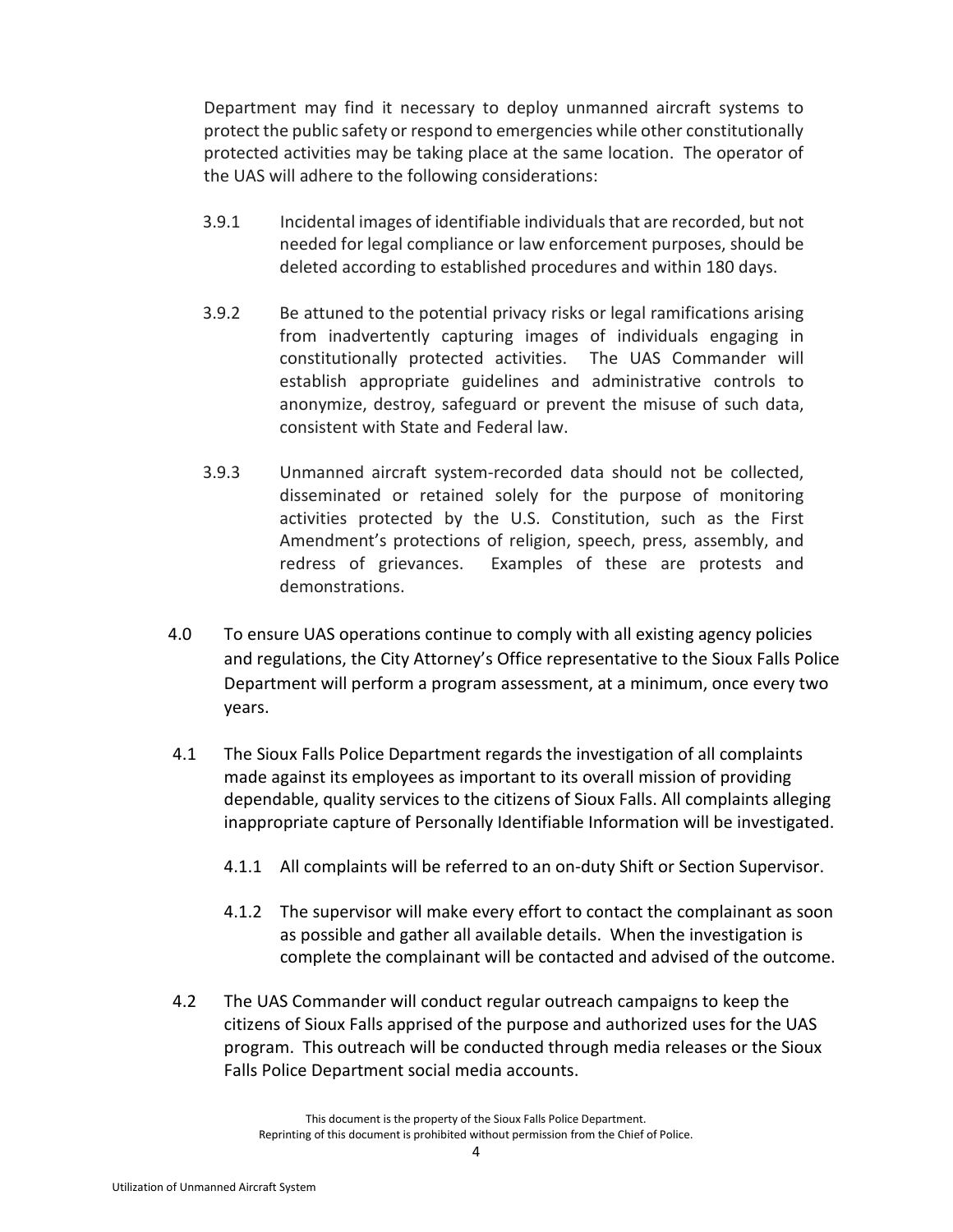Department may find it necessary to deploy unmanned aircraft systems to protect the public safety or respond to emergencies while other constitutionally protected activities may be taking place at the same location. The operator of the UAS will adhere to the following considerations:

3.9.1 Incidental images of identifiable individuals that are recorded, but not needed for legal compliance or law enforcement purposes, should be deleted according to established procedures and within 180 days.

3.9.2 Be attuned to the potential privacy risks or legal ramifications arising from inadvertently capturing images of individuals engaging in constitutionally protected activities. The UAS Commander will establish appropriate guidelines and administrative controls to anonymize, destroy, safeguard or prevent the misuse of such data, consistent with State and Federal law.

3.9.3 Unmanned aircraft system-recorded data should not be collected, disseminated or retained solely for the purpose of monitoring activities protected by the U.S. Constitution, such as the First Amendment's protections of religion, speech, press, assembly, and redress of grievances. Examples of these are protests and demonstrations.

4.0 To ensure UAS operations continue to comply with all existing agency policies and regulations, the City Attorney's Office representative to the Sioux Falls Police Department will perform a program assessment, at a minimum, once every two years.

4.1 The Sioux Falls Police Department regards the investigation of all complaints made against its employees as important to its overall mission of providing dependable, quality services to the citizens of Sioux Falls. All complaints alleging inappropriate capture of Personally Identifiable Information will be investigated.

4.1.1 All complaints will be referred to an on-duty Shift or Section Supervisor.

4.1.2 The supervisor will make every effort to contact the complainant as soon as possible and gather all available details. When the investigation is complete the complainant will be contacted and advised of the outcome.

4.2 The UAS Commander will conduct regular outreach campaigns to keep the citizens of Sioux Falls apprised of the purpose and authorized uses for the UAS program. This outreach will be conducted through media releases or the Sioux Falls Police Department social media accounts.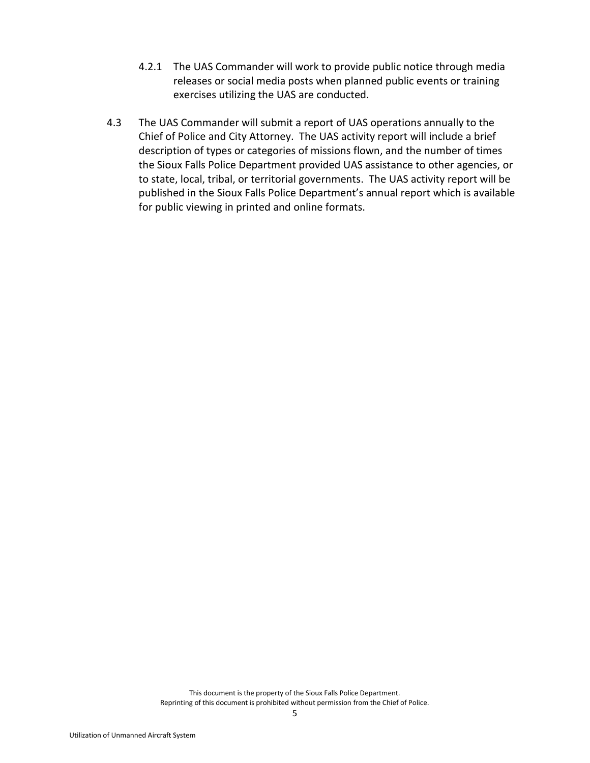4.2.1 The UAS Commander will work to provide public notice through media releases or social media posts when planned public events or training exercises utilizing the UAS are conducted.

4.3 The UAS Commander will submit a report of UAS operations annually to the Chief of Police and City Attorney. The UAS activity report will include a brief description of types or categories of missions flown, and the number of times the Sioux Falls Police Department provided UAS assistance to other agencies, or to state, local, tribal, or territorial governments. The UAS activity report will be published in the Sioux Falls Police Department's annual report which is available for public viewing in printed and online formats.